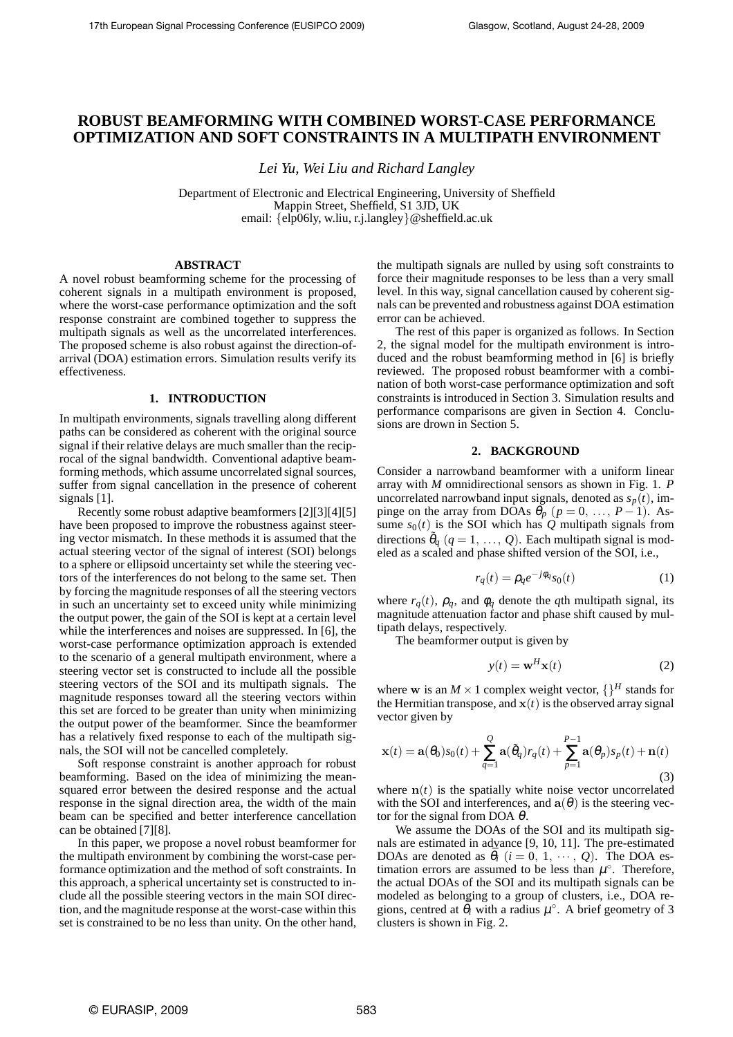# ROBUST BEAMFORMING WITH COMBINED WORST-CASE PERFORMANCE OPTIMIZATION AND SOFT CONSTRAINTS IN A MULTIPATH ENVIRONMENT

*Lei Yu, Wei Liu and Richard Langley*

Department of Electronic and Electrical Engineering, University of Sheffield
Mappin Street, Sheffield, S1 3JD, UK
email: {elp06ly, w.liu, r.j.langley}@sheffield.ac.uk

### ABSTRACT

A novel robust beamforming scheme for the processing of coherent signals in a multipath environment is proposed, where the worst-case performance optimization and the soft response constraint are combined together to suppress the multipath signals as well as the uncorrelated interferences. The proposed scheme is also robust against the direction-of-arrival (DOA) estimation errors. Simulation results verify its effectiveness.

## 1. INTRODUCTION

In multipath environments, signals travelling along different paths can be considered as coherent with the original source signal if their relative delays are much smaller than the reciprocal of the signal bandwidth. Conventional adaptive beamforming methods, which assume uncorrelated signal sources, suffer from signal cancellation in the presence of coherent signals [1].

Recently some robust adaptive beamformers [2][3][4][5] have been proposed to improve the robustness against steering vector mismatch. In these methods it is assumed that the actual steering vector of the signal of interest (SOI) belongs to a sphere or ellipsoid uncertainty set while the steering vectors of the interferences do not belong to the same set. Then by forcing the magnitude responses of all the steering vectors in such an uncertainty set to exceed unity while minimizing the output power, the gain of the SOI is kept at a certain level while the interferences and noises are suppressed. In [6], the worst-case performance optimization approach is extended to the scenario of a general multipath environment, where a steering vector set is constructed to include all the possible steering vectors of the SOI and its multipath signals. The magnitude responses toward all the steering vectors within this set are forced to be greater than unity when minimizing the output power of the beamformer. Since the beamformer has a relatively fixed response to each of the multipath signals, the SOI will not be cancelled completely.

Soft response constraint is another approach for robust beamforming. Based on the idea of minimizing the mean-squared error between the desired response and the actual response in the signal direction area, the width of the main beam can be specified and better interference cancellation can be obtained [7][8].

In this paper, we propose a novel robust beamformer for the multipath environment by combining the worst-case performance optimization and the method of soft constraints. In this approach, a spherical uncertainty set is constructed to include all the possible steering vectors in the main SOI direction, and the magnitude response at the worst-case within this set is constrained to be no less than unity. On the other hand, the multipath signals are nulled by using soft constraints to force their magnitude responses to be less than a very small level. In this way, signal cancellation caused by coherent signals can be prevented and robustness against DOA estimation error can be achieved.

The rest of this paper is organized as follows. In Section 2, the signal model for the multipath environment is introduced and the robust beamforming method in [6] is briefly reviewed. The proposed robust beamformer with a combination of both worst-case performance optimization and soft constraints is introduced in Section 3. Simulation results and performance comparisons are given in Section 4. Conclusions are drawn in Section 5.

## 2. BACKGROUND

Consider a narrowband beamformer with a uniform linear array with $M$ omnidirectional sensors as shown in Fig. 1. $P$ uncorrelated narrowband input signals, denoted as $s_p(t)$, impinge on the array from DOAs $\theta_p$ $(p = 0, \ldots, P-1)$. Assume $s_0(t)$ is the SOI which has $Q$ multipath signals from directions $\tilde{\theta}_q$ $(q = 1, \ldots, Q)$. Each multipath signal is modeled as a scaled and phase shifted version of the SOI, i.e.,

$$r_q(t) = \rho_q e^{-j\phi_q} s_0(t) \tag{1}$$

where $r_q(t)$, $\rho_q$, and $\phi_q$ denote the $q$th multipath signal, its magnitude attenuation factor and phase shift caused by multipath delays, respectively.

The beamformer output is given by

$$y(t) = \mathbf{w}^H \mathbf{x}(t) \tag{2}$$

where $\mathbf{w}$ is an $M \times 1$ complex weight vector, $\{\}^H$ stands for the Hermitian transpose, and $\mathbf{x}(t)$ is the observed array signal vector given by

$$\mathbf{x}(t) = \mathbf{a}(\theta_0)s_0(t) + \sum_{q=1}^{Q} \mathbf{a}(\tilde{\theta}_q)r_q(t) + \sum_{p=1}^{P-1} \mathbf{a}(\theta_p)s_p(t) + \mathbf{n}(t) \tag{3}$$

where $\mathbf{n}(t)$ is the spatially white noise vector uncorrelated with the SOI and interferences, and $\mathbf{a}(\theta)$ is the steering vector for the signal from DOA $\theta$.

We assume the DOAs of the SOI and its multipath signals are estimated in advance [9, 10, 11]. The pre-estimated DOAs are denoted as $\bar{\theta}_i$ $(i = 0, 1, \cdots, Q)$. The DOA estimation errors are assumed to be less than $\mu^\circ$. Therefore, the actual DOAs of the SOI and its multipath signals can be modeled as belonging to a group of clusters, i.e., DOA regions, centred at $\bar{\theta}_i$ with a radius $\mu^\circ$. A brief geometry of 3 clusters is shown in Fig. 2.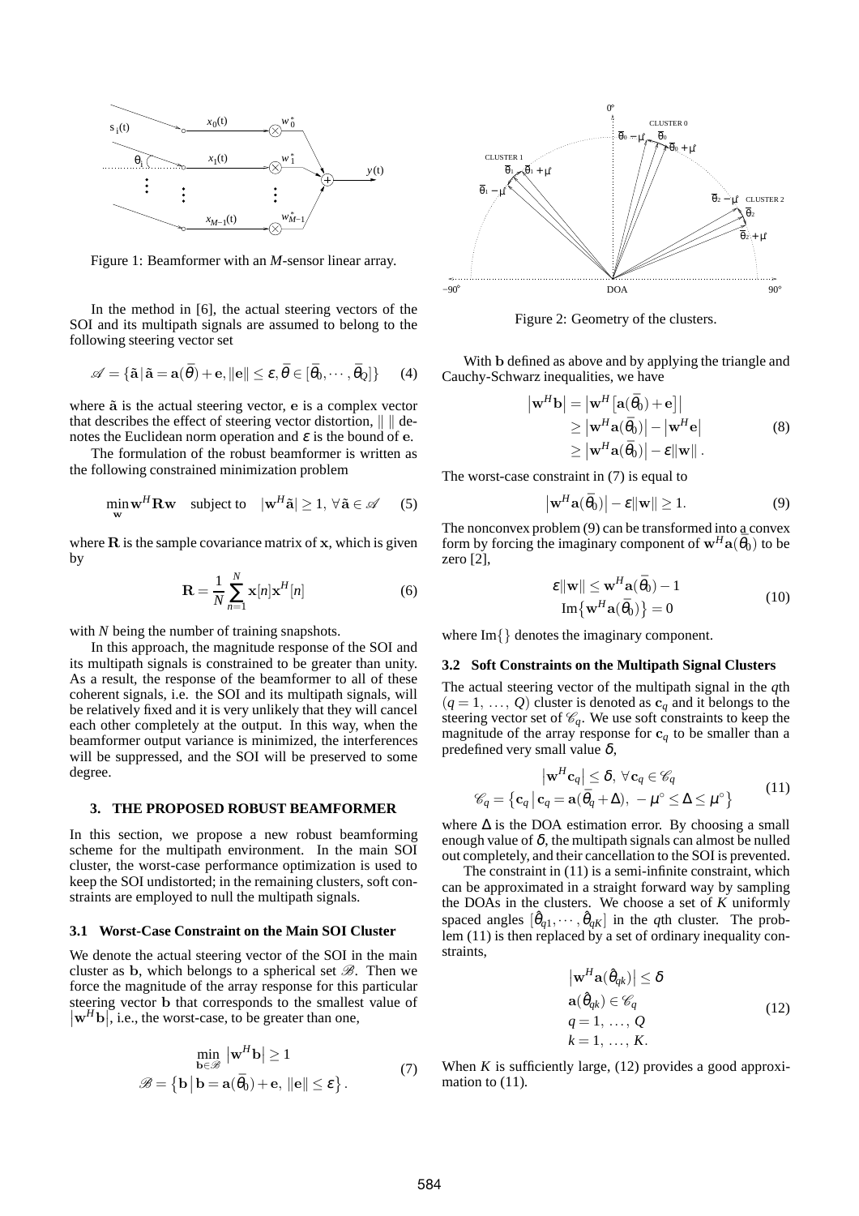Figure 1: Beamformer with an $M$-sensor linear array.

In the method in [6], the actual steering vectors of the SOI and its multipath signals are assumed to belong to the following steering vector set

$$\mathscr{A} = \{\tilde{\mathbf{a}} \,|\, \tilde{\mathbf{a}} = \mathbf{a}(\bar{\theta}) + \mathbf{e}, \|\mathbf{e}\| \le \varepsilon, \bar{\theta} \in [\bar{\theta}_0, \cdots, \bar{\theta}_Q]\} \quad (4)$$

where $\tilde{\mathbf{a}}$ is the actual steering vector, $\mathbf{e}$ is a complex vector that describes the effect of steering vector distortion, $\|\ \|$ denotes the Euclidean norm operation and $\varepsilon$ is the bound of $\mathbf{e}$.

The formulation of the robust beamformer is written as the following constrained minimization problem

$$\min_{\mathbf{w}} \mathbf{w}^H \mathbf{R} \mathbf{w} \quad \text{subject to} \quad |\mathbf{w}^H \tilde{\mathbf{a}}| \ge 1, \ \forall \tilde{\mathbf{a}} \in \mathscr{A} \quad (5)$$

where $\mathbf{R}$ is the sample covariance matrix of $\mathbf{x}$, which is given by

$$\mathbf{R} = \frac{1}{N} \sum_{n=1}^{N} \mathbf{x}[n] \mathbf{x}^H[n] \quad (6)$$

with $N$ being the number of training snapshots.

In this approach, the magnitude response of the SOI and its multipath signals is constrained to be greater than unity. As a result, the response of the beamformer to all of these coherent signals, i.e. the SOI and its multipath signals, will be relatively fixed and it is very unlikely that they will cancel each other completely at the output. In this way, when the beamformer output variance is minimized, the interferences will be suppressed, and the SOI will be preserved to some degree.

## 3. THE PROPOSED ROBUST BEAMFORMER

In this section, we propose a new robust beamforming scheme for the multipath environment. In the main SOI cluster, the worst-case performance optimization is used to keep the SOI undistorted; in the remaining clusters, soft constraints are employed to null the multipath signals.

### 3.1 Worst-Case Constraint on the Main SOI Cluster

We denote the actual steering vector of the SOI in the main cluster as $\mathbf{b}$, which belongs to a spherical set $\mathscr{B}$. Then we force the magnitude of the array response for this particular steering vector $\mathbf{b}$ that corresponds to the smallest value of $|\mathbf{w}^H \mathbf{b}|$, i.e., the worst-case, to be greater than one,

$$\begin{gathered} \min_{\mathbf{b} \in \mathscr{B}} |\mathbf{w}^H \mathbf{b}| \ge 1 \\ \mathscr{B} = \{\mathbf{b} \,|\, \mathbf{b} = \mathbf{a}(\bar{\theta}_0) + \mathbf{e}, \ \|\mathbf{e}\| \le \varepsilon\}. \end{gathered} \quad (7)$$

Figure 2: Geometry of the clusters.

With $\mathbf{b}$ defined as above and by applying the triangle and Cauchy-Schwarz inequalities, we have

$$\begin{aligned} |\mathbf{w}^H \mathbf{b}| &= |\mathbf{w}^H [\mathbf{a}(\bar{\theta}_0) + \mathbf{e}]| \\ &\ge |\mathbf{w}^H \mathbf{a}(\bar{\theta}_0)| - |\mathbf{w}^H \mathbf{e}| \\ &\ge |\mathbf{w}^H \mathbf{a}(\bar{\theta}_0)| - \varepsilon \|\mathbf{w}\|. \end{aligned} \quad (8)$$

The worst-case constraint in (7) is equal to

$$|\mathbf{w}^H \mathbf{a}(\bar{\theta}_0)| - \varepsilon \|\mathbf{w}\| \ge 1. \quad (9)$$

The nonconvex problem (9) can be transformed into a convex form by forcing the imaginary component of $\mathbf{w}^H \mathbf{a}(\bar{\theta}_0)$ to be zero [2],

$$\begin{gathered} \varepsilon \|\mathbf{w}\| \le \mathbf{w}^H \mathbf{a}(\bar{\theta}_0) - 1 \\ \mathrm{Im}\{\mathbf{w}^H \mathbf{a}(\bar{\theta}_0)\} = 0 \end{gathered} \quad (10)$$

where $\mathrm{Im}\{\}$ denotes the imaginary component.

### 3.2 Soft Constraints on the Multipath Signal Clusters

The actual steering vector of the multipath signal in the $q$th ($q = 1, \ldots, Q$) cluster is denoted as $\mathbf{c}_q$ and it belongs to the steering vector set of $\mathscr{C}_q$. We use soft constraints to keep the magnitude of the array response for $\mathbf{c}_q$ to be smaller than a predefined very small value $\delta$,

$$\begin{gathered} |\mathbf{w}^H \mathbf{c}_q| \le \delta, \ \forall \mathbf{c}_q \in \mathscr{C}_q \\ \mathscr{C}_q = \{\mathbf{c}_q \,|\, \mathbf{c}_q = \mathbf{a}(\bar{\theta}_q + \Delta), \ -\mu^\circ \le \Delta \le \mu^\circ\} \end{gathered} \quad (11)$$

where $\Delta$ is the DOA estimation error. By choosing a small enough value of $\delta$, the multipath signals can almost be nulled out completely, and their cancellation to the SOI is prevented.

The constraint in (11) is a semi-infinite constraint, which can be approximated in a straight forward way by sampling the DOAs in the clusters. We choose a set of $K$ uniformly spaced angles $[\hat{\theta}_{q1}, \cdots, \hat{\theta}_{qK}]$ in the $q$th cluster. The problem (11) is then replaced by a set of ordinary inequality constraints,

$$\begin{aligned} &|\mathbf{w}^H \mathbf{a}(\hat{\theta}_{qk})| \le \delta \\ &\mathbf{a}(\hat{\theta}_{qk}) \in \mathscr{C}_q \\ &q = 1, \ldots, Q \\ &k = 1, \ldots, K. \end{aligned} \quad (12)$$

When $K$ is sufficiently large, (12) provides a good approximation to (11).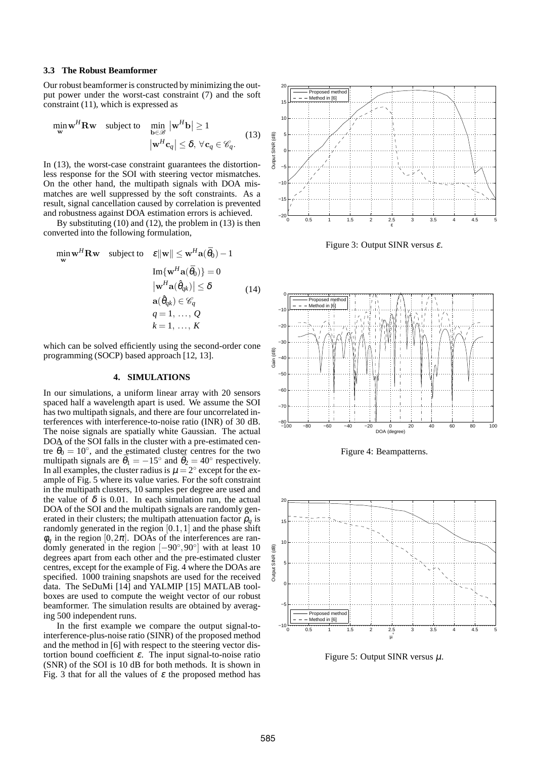### 3.3 The Robust Beamformer

Our robust beamformer is constructed by minimizing the output power under the worst-cast constraint (7) and the soft constraint (11), which is expressed as

$$\min_{\mathbf{w}} \mathbf{w}^H \mathbf{R} \mathbf{w} \quad \text{subject to} \quad \min_{\mathbf{b} \in \mathscr{B}} \left| \mathbf{w}^H \mathbf{b} \right| \geq 1 \quad \left| \mathbf{w}^H \mathbf{c}_q \right| \leq \delta, \; \forall \mathbf{c}_q \in \mathscr{C}_q. \tag{13}$$

In (13), the worst-case constraint guarantees the distortionless response for the SOI with steering vector mismatches. On the other hand, the multipath signals with DOA mismatches are well suppressed by the soft constraints. As a result, signal cancellation caused by correlation is prevented and robustness against DOA estimation errors is achieved.

By substituting (10) and (12), the problem in (13) is then converted into the following formulation,

$$\begin{aligned} \min_{\mathbf{w}} \mathbf{w}^H \mathbf{R} \mathbf{w} \quad \text{subject to} \quad & \varepsilon \|\mathbf{w}\| \leq \mathbf{w}^H \mathbf{a}(\bar{\theta}_0) - 1 \\ & \text{Im}\{\mathbf{w}^H \mathbf{a}(\bar{\theta}_0)\} = 0 \\ & \left| \mathbf{w}^H \mathbf{a}(\hat{\theta}_{qk}) \right| \leq \delta \\ & \mathbf{a}(\hat{\theta}_{qk}) \in \mathscr{C}_q \\ & q = 1, \ldots, Q \\ & k = 1, \ldots, K \end{aligned} \tag{14}$$

which can be solved efficiently using the second-order cone programming (SOCP) based approach [12, 13].

## 4. SIMULATIONS

In our simulations, a uniform linear array with 20 sensors spaced half a wavelength apart is used. We assume the SOI has two multipath signals, and there are four uncorrelated interferences with interference-to-noise ratio (INR) of 30 dB. The noise signals are spatially white Gaussian. The actual DOA of the SOI falls in the cluster with a pre-estimated centre $\bar{\theta}_0 = 10^\circ$, and the estimated cluster centres for the two multipath signals are $\bar{\theta}_1 = -15^\circ$ and $\bar{\theta}_2 = 40^\circ$ respectively. In all examples, the cluster radius is $\mu = 2^\circ$ except for the example of Fig. 5 where its value varies. For the soft constraint in the multipath clusters, 10 samples per degree are used and the value of $\delta$ is 0.01. In each simulation run, the actual DOA of the SOI and the multipath signals are randomly generated in their clusters; the multipath attenuation factor $\rho_q$ is randomly generated in the region $[0.1, 1]$ and the phase shift $\phi_q$ in the region $[0, 2\pi]$. DOAs of the interferences are randomly generated in the region $[-90^\circ, 90^\circ]$ with at least 10 degrees apart from each other and the pre-estimated cluster centres, except for the example of Fig. 4 where the DOAs are specified. 1000 training snapshots are used for the received data. The SeDuMi [14] and YALMIP [15] MATLAB toolboxes are used to compute the weight vector of our robust beamformer. The simulation results are obtained by averaging 500 independent runs.

In the first example we compare the output signal-to-interference-plus-noise ratio (SINR) of the proposed method and the method in [6] with respect to the steering vector distortion bound coefficient $\varepsilon$. The input signal-to-noise ratio (SNR) of the SOI is 10 dB for both methods. It is shown in Fig. 3 that for all the values of $\varepsilon$ the proposed method has

Figure 3: Output SINR versus $\varepsilon$.

Figure 4: Beampatterns.

Figure 5: Output SINR versus $\mu$.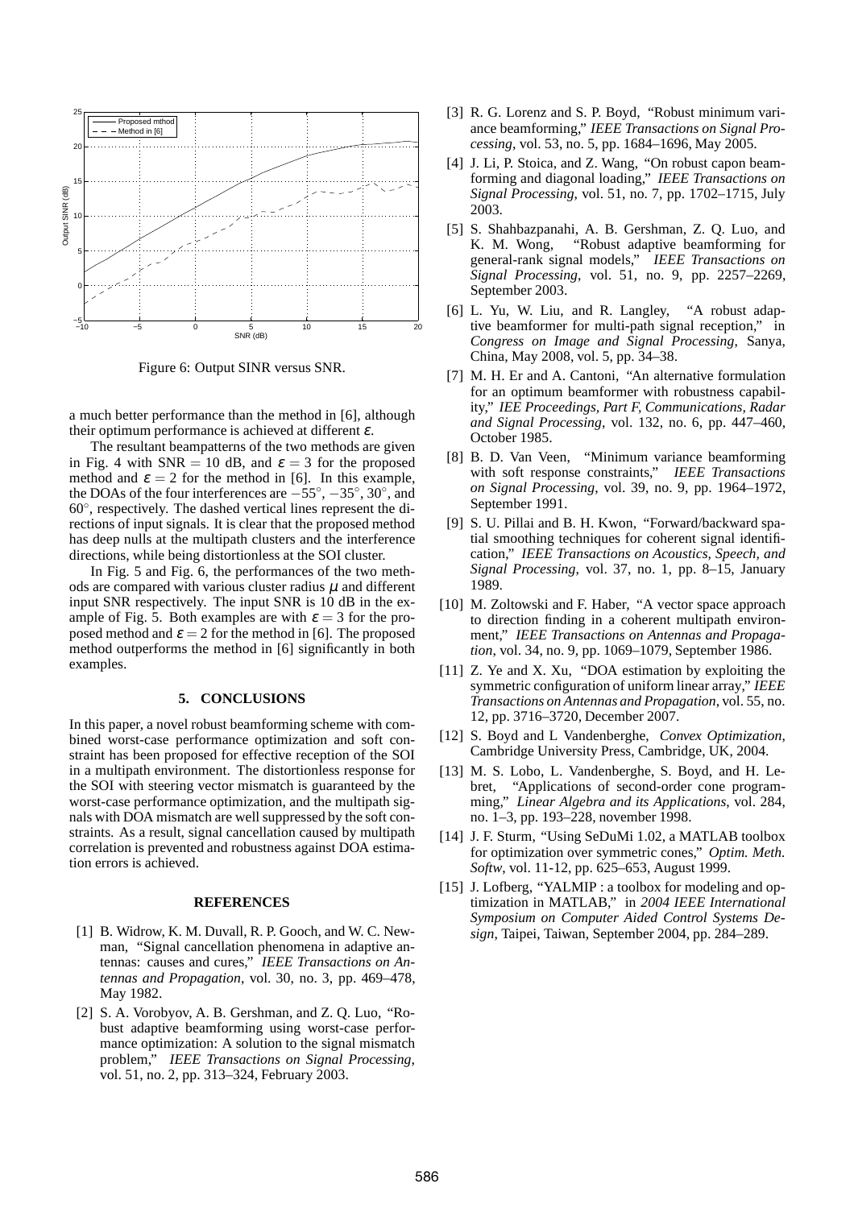Proposed mthod
Method in [6]

25
20
15
10
5
0
−5

Output SINR (dB)

−10 −5 0 5 10 15 20

SNR (dB)

Figure 6: Output SINR versus SNR.

a much better performance than the method in [6], although their optimum performance is achieved at different $\varepsilon$.

The resultant beampatterns of the two methods are given in Fig. 4 with SNR $= 10$ dB, and $\varepsilon = 3$ for the proposed method and $\varepsilon = 2$ for the method in [6]. In this example, the DOAs of the four interferences are $-55^\circ$, $-35^\circ$, $30^\circ$, and $60^\circ$, respectively. The dashed vertical lines represent the directions of input signals. It is clear that the proposed method has deep nulls at the multipath clusters and the interference directions, while being distortionless at the SOI cluster.

In Fig. 5 and Fig. 6, the performances of the two methods are compared with various cluster radius $\mu$ and different input SNR respectively. The input SNR is 10 dB in the example of Fig. 5. Both examples are with $\varepsilon = 3$ for the proposed method and $\varepsilon = 2$ for the method in [6]. The proposed method outperforms the method in [6] significantly in both examples.

## 5. CONCLUSIONS

In this paper, a novel robust beamforming scheme with combined worst-case performance optimization and soft constraint has been proposed for effective reception of the SOI in a multipath environment. The distortionless response for the SOI with steering vector mismatch is guaranteed by the worst-case performance optimization, and the multipath signals with DOA mismatch are well suppressed by the soft constraints. As a result, signal cancellation caused by multipath correlation is prevented and robustness against DOA estimation errors is achieved.

## REFERENCES

[1] B. Widrow, K. M. Duvall, R. P. Gooch, and W. C. Newman, "Signal cancellation phenomena in adaptive antennas: causes and cures," *IEEE Transactions on Antennas and Propagation*, vol. 30, no. 3, pp. 469–478, May 1982.

[2] S. A. Vorobyov, A. B. Gershman, and Z. Q. Luo, "Robust adaptive beamforming using worst-case performance optimization: A solution to the signal mismatch problem," *IEEE Transactions on Signal Processing*, vol. 51, no. 2, pp. 313–324, February 2003.

[3] R. G. Lorenz and S. P. Boyd, "Robust minimum variance beamforming," *IEEE Transactions on Signal Processing*, vol. 53, no. 5, pp. 1684–1696, May 2005.

[4] J. Li, P. Stoica, and Z. Wang, "On robust capon beamforming and diagonal loading," *IEEE Transactions on Signal Processing*, vol. 51, no. 7, pp. 1702–1715, July 2003.

[5] S. Shahbazpanahi, A. B. Gershman, Z. Q. Luo, and K. M. Wong, "Robust adaptive beamforming for general-rank signal models," *IEEE Transactions on Signal Processing*, vol. 51, no. 9, pp. 2257–2269, September 2003.

[6] L. Yu, W. Liu, and R. Langley, "A robust adaptive beamformer for multi-path signal reception," in *Congress on Image and Signal Processing*, Sanya, China, May 2008, vol. 5, pp. 34–38.

[7] M. H. Er and A. Cantoni, "An alternative formulation for an optimum beamformer with robustness capability," *IEE Proceedings, Part F, Communications, Radar and Signal Processing*, vol. 132, no. 6, pp. 447–460, October 1985.

[8] B. D. Van Veen, "Minimum variance beamforming with soft response constraints," *IEEE Transactions on Signal Processing*, vol. 39, no. 9, pp. 1964–1972, September 1991.

[9] S. U. Pillai and B. H. Kwon, "Forward/backward spatial smoothing techniques for coherent signal identification," *IEEE Transactions on Acoustics, Speech, and Signal Processing*, vol. 37, no. 1, pp. 8–15, January 1989.

[10] M. Zoltowski and F. Haber, "A vector space approach to direction finding in a coherent multipath environment," *IEEE Transactions on Antennas and Propagation*, vol. 34, no. 9, pp. 1069–1079, September 1986.

[11] Z. Ye and X. Xu, "DOA estimation by exploiting the symmetric configuration of uniform linear array," *IEEE Transactions on Antennas and Propagation*, vol. 55, no. 12, pp. 3716–3720, December 2007.

[12] S. Boyd and L Vandenberghe, *Convex Optimization*, Cambridge University Press, Cambridge, UK, 2004.

[13] M. S. Lobo, L. Vandenberghe, S. Boyd, and H. Lebret, "Applications of second-order cone programming," *Linear Algebra and its Applications*, vol. 284, no. 1–3, pp. 193–228, november 1998.

[14] J. F. Sturm, "Using SeDuMi 1.02, a MATLAB toolbox for optimization over symmetric cones," *Optim. Meth. Softw*, vol. 11-12, pp. 625–653, August 1999.

[15] J. Lofberg, "YALMIP : a toolbox for modeling and optimization in MATLAB," in *2004 IEEE International Symposium on Computer Aided Control Systems Design*, Taipei, Taiwan, September 2004, pp. 284–289.